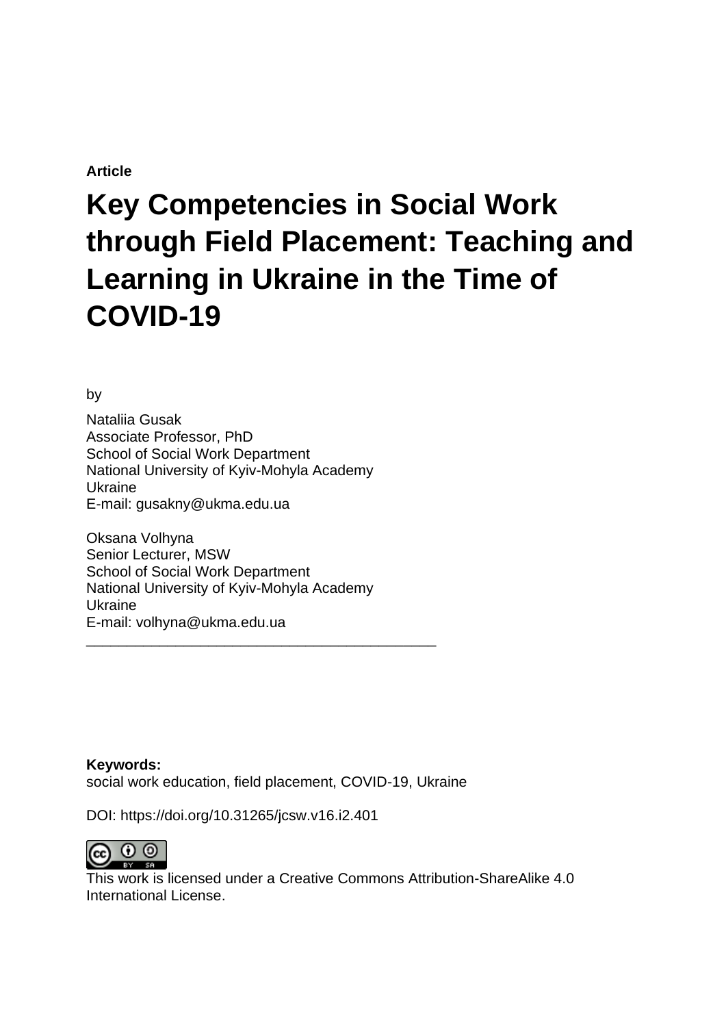**Article**

# Key Competencies in Social Work through Field Placement: Teaching and Learning in Ukraine in the Time of COVID-19

by

Nataliia Gusak
Associate Professor, PhD
School of Social Work Department
National University of Kyiv-Mohyla Academy
Ukraine
E-mail: gusakny@ukma.edu.ua

Oksana Volhyna
Senior Lecturer, MSW
School of Social Work Department
National University of Kyiv-Mohyla Academy
Ukraine
E-mail: volhyna@ukma.edu.ua

---

**Keywords:**
social work education, field placement, COVID-19, Ukraine

DOI: https://doi.org/10.31265/jcsw.v16.i2.401

This work is licensed under a Creative Commons Attribution-ShareAlike 4.0 International License.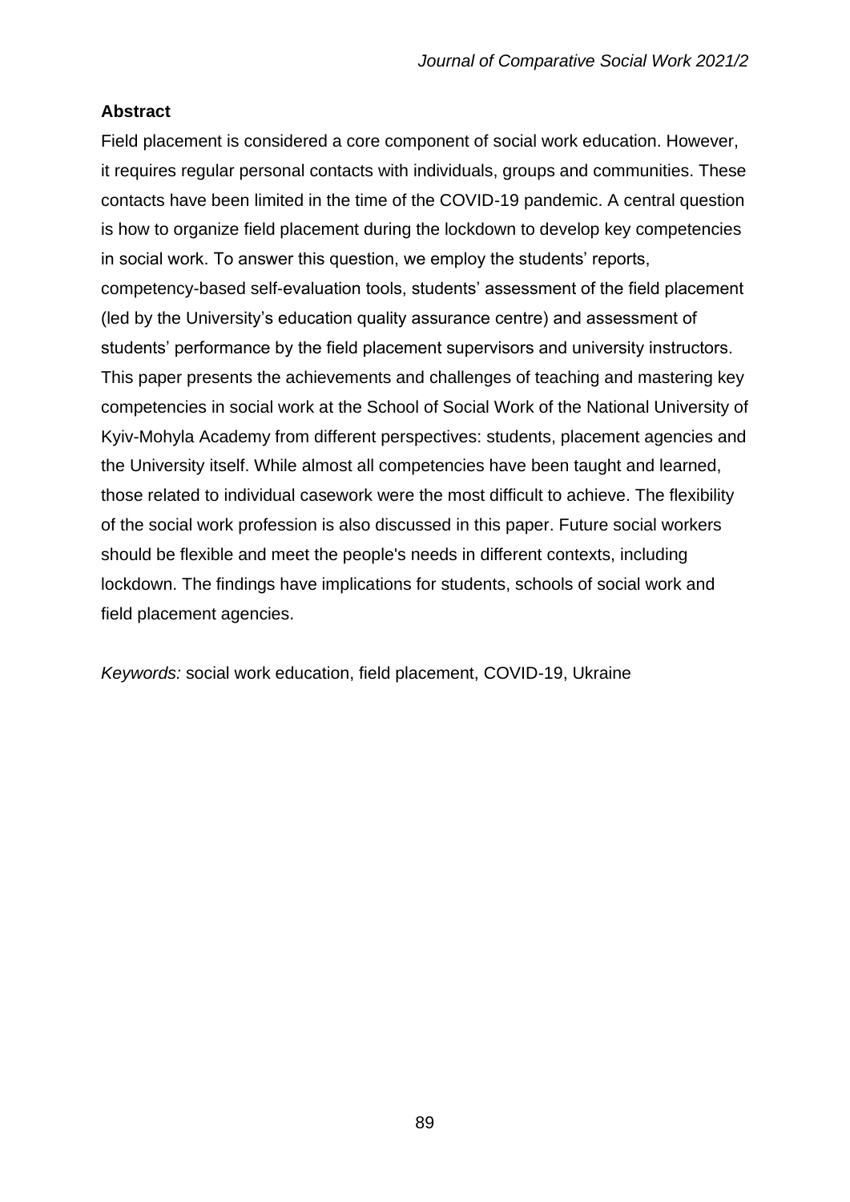**Abstract**

Field placement is considered a core component of social work education. However, it requires regular personal contacts with individuals, groups and communities. These contacts have been limited in the time of the COVID-19 pandemic. A central question is how to organize field placement during the lockdown to develop key competencies in social work. To answer this question, we employ the students' reports, competency-based self-evaluation tools, students' assessment of the field placement (led by the University's education quality assurance centre) and assessment of students' performance by the field placement supervisors and university instructors. This paper presents the achievements and challenges of teaching and mastering key competencies in social work at the School of Social Work of the National University of Kyiv-Mohyla Academy from different perspectives: students, placement agencies and the University itself. While almost all competencies have been taught and learned, those related to individual casework were the most difficult to achieve. The flexibility of the social work profession is also discussed in this paper. Future social workers should be flexible and meet the people's needs in different contexts, including lockdown. The findings have implications for students, schools of social work and field placement agencies.

*Keywords:* social work education, field placement, COVID-19, Ukraine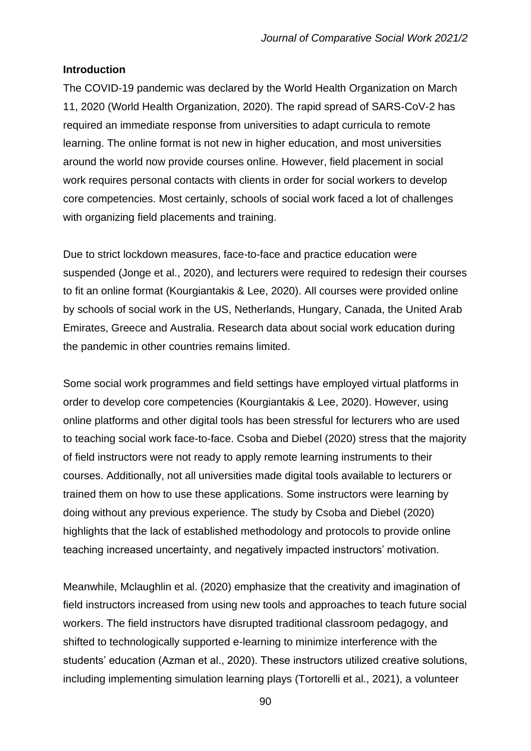**Introduction**

The COVID-19 pandemic was declared by the World Health Organization on March 11, 2020 (World Health Organization, 2020). The rapid spread of SARS-CoV-2 has required an immediate response from universities to adapt curricula to remote learning. The online format is not new in higher education, and most universities around the world now provide courses online. However, field placement in social work requires personal contacts with clients in order for social workers to develop core competencies. Most certainly, schools of social work faced a lot of challenges with organizing field placements and training.

Due to strict lockdown measures, face-to-face and practice education were suspended (Jonge et al., 2020), and lecturers were required to redesign their courses to fit an online format (Kourgiantakis & Lee, 2020). All courses were provided online by schools of social work in the US, Netherlands, Hungary, Canada, the United Arab Emirates, Greece and Australia. Research data about social work education during the pandemic in other countries remains limited.

Some social work programmes and field settings have employed virtual platforms in order to develop core competencies (Kourgiantakis & Lee, 2020). However, using online platforms and other digital tools has been stressful for lecturers who are used to teaching social work face-to-face. Csoba and Diebel (2020) stress that the majority of field instructors were not ready to apply remote learning instruments to their courses. Additionally, not all universities made digital tools available to lecturers or trained them on how to use these applications. Some instructors were learning by doing without any previous experience. The study by Csoba and Diebel (2020) highlights that the lack of established methodology and protocols to provide online teaching increased uncertainty, and negatively impacted instructors' motivation.

Meanwhile, Mclaughlin et al. (2020) emphasize that the creativity and imagination of field instructors increased from using new tools and approaches to teach future social workers. The field instructors have disrupted traditional classroom pedagogy, and shifted to technologically supported e-learning to minimize interference with the students' education (Azman et al., 2020). These instructors utilized creative solutions, including implementing simulation learning plays (Tortorelli et al., 2021), a volunteer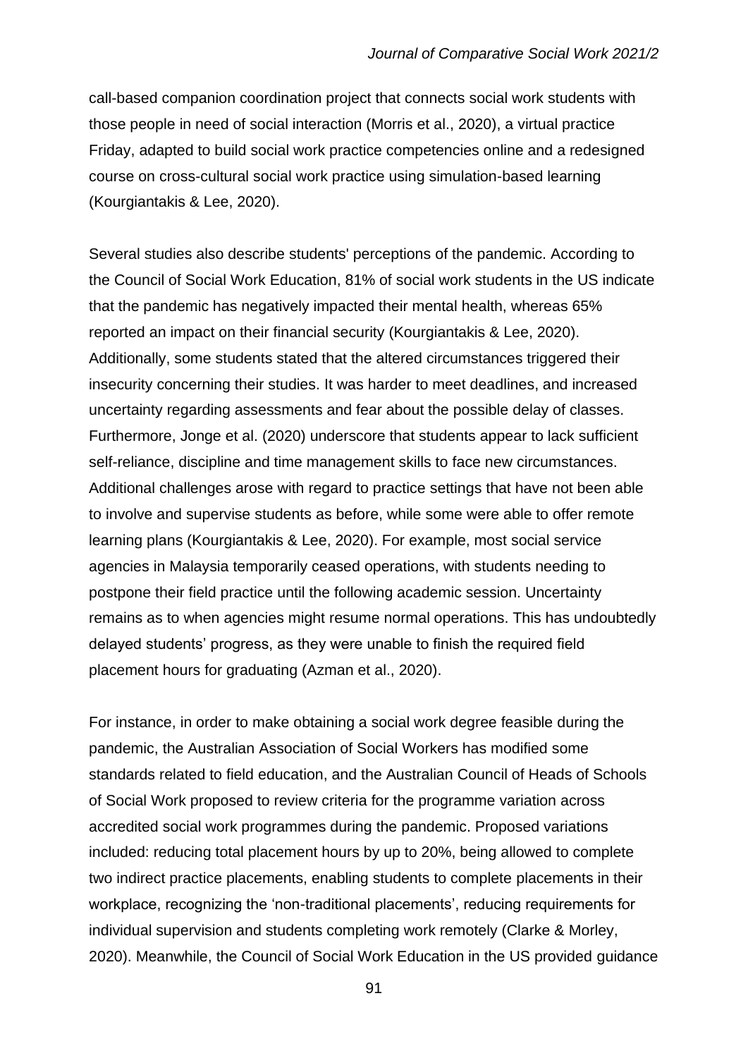call-based companion coordination project that connects social work students with those people in need of social interaction (Morris et al., 2020), a virtual practice Friday, adapted to build social work practice competencies online and a redesigned course on cross-cultural social work practice using simulation-based learning (Kourgiantakis & Lee, 2020).

Several studies also describe students' perceptions of the pandemic. According to the Council of Social Work Education, 81% of social work students in the US indicate that the pandemic has negatively impacted their mental health, whereas 65% reported an impact on their financial security (Kourgiantakis & Lee, 2020). Additionally, some students stated that the altered circumstances triggered their insecurity concerning their studies. It was harder to meet deadlines, and increased uncertainty regarding assessments and fear about the possible delay of classes. Furthermore, Jonge et al. (2020) underscore that students appear to lack sufficient self-reliance, discipline and time management skills to face new circumstances. Additional challenges arose with regard to practice settings that have not been able to involve and supervise students as before, while some were able to offer remote learning plans (Kourgiantakis & Lee, 2020). For example, most social service agencies in Malaysia temporarily ceased operations, with students needing to postpone their field practice until the following academic session. Uncertainty remains as to when agencies might resume normal operations. This has undoubtedly delayed students' progress, as they were unable to finish the required field placement hours for graduating (Azman et al., 2020).

For instance, in order to make obtaining a social work degree feasible during the pandemic, the Australian Association of Social Workers has modified some standards related to field education, and the Australian Council of Heads of Schools of Social Work proposed to review criteria for the programme variation across accredited social work programmes during the pandemic. Proposed variations included: reducing total placement hours by up to 20%, being allowed to complete two indirect practice placements, enabling students to complete placements in their workplace, recognizing the 'non-traditional placements', reducing requirements for individual supervision and students completing work remotely (Clarke & Morley, 2020). Meanwhile, the Council of Social Work Education in the US provided guidance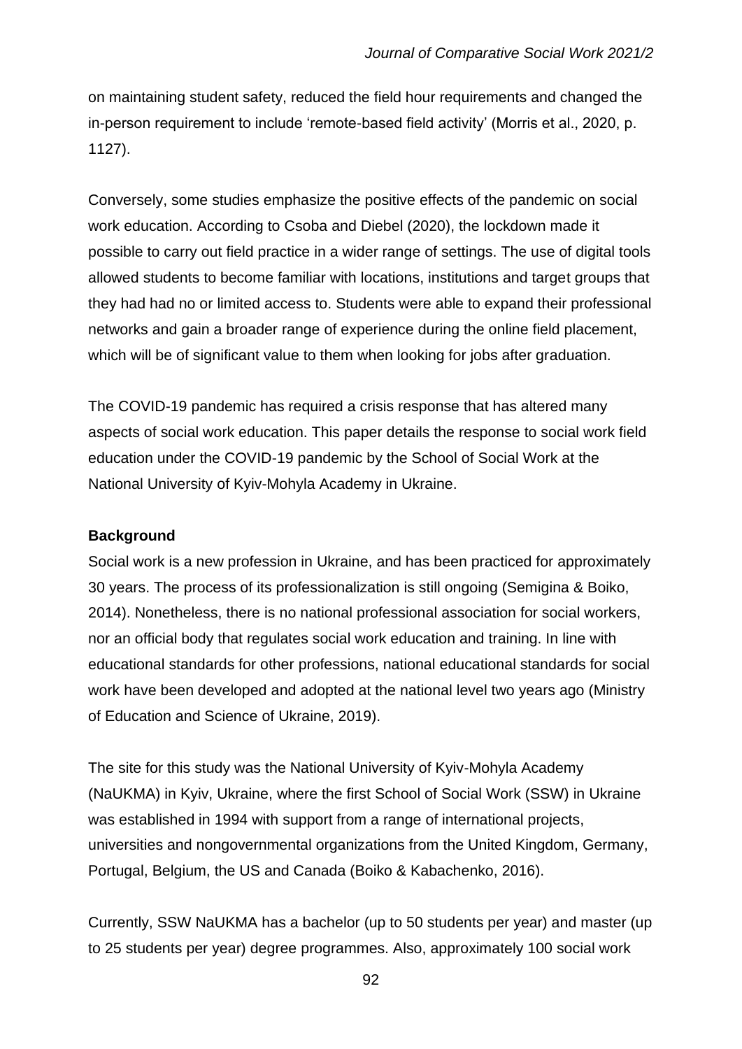on maintaining student safety, reduced the field hour requirements and changed the in-person requirement to include 'remote-based field activity' (Morris et al., 2020, p. 1127).

Conversely, some studies emphasize the positive effects of the pandemic on social work education. According to Csoba and Diebel (2020), the lockdown made it possible to carry out field practice in a wider range of settings. The use of digital tools allowed students to become familiar with locations, institutions and target groups that they had had no or limited access to. Students were able to expand their professional networks and gain a broader range of experience during the online field placement, which will be of significant value to them when looking for jobs after graduation.

The COVID-19 pandemic has required a crisis response that has altered many aspects of social work education. This paper details the response to social work field education under the COVID-19 pandemic by the School of Social Work at the National University of Kyiv-Mohyla Academy in Ukraine.

**Background**

Social work is a new profession in Ukraine, and has been practiced for approximately 30 years. The process of its professionalization is still ongoing (Semigina & Boiko, 2014). Nonetheless, there is no national professional association for social workers, nor an official body that regulates social work education and training. In line with educational standards for other professions, national educational standards for social work have been developed and adopted at the national level two years ago (Ministry of Education and Science of Ukraine, 2019).

The site for this study was the National University of Kyiv-Mohyla Academy (NaUKMA) in Kyiv, Ukraine, where the first School of Social Work (SSW) in Ukraine was established in 1994 with support from a range of international projects, universities and nongovernmental organizations from the United Kingdom, Germany, Portugal, Belgium, the US and Canada (Boiko & Kabachenko, 2016).

Currently, SSW NaUKMA has a bachelor (up to 50 students per year) and master (up to 25 students per year) degree programmes. Also, approximately 100 social work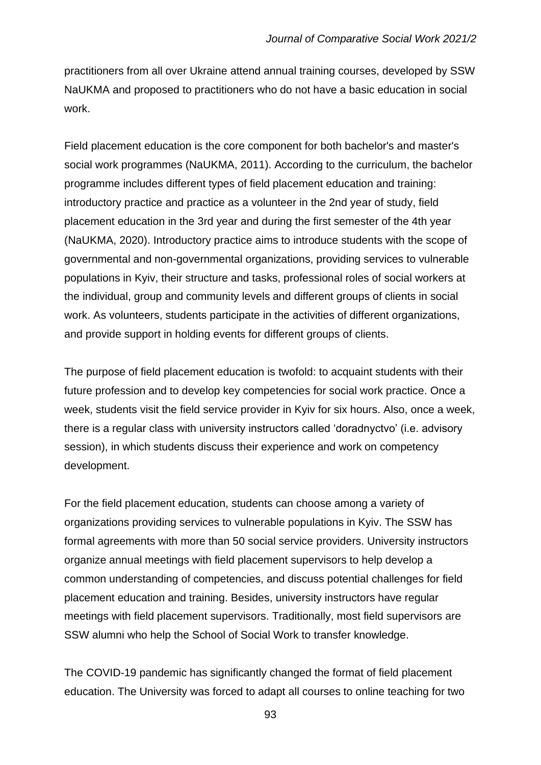practitioners from all over Ukraine attend annual training courses, developed by SSW NaUKMA and proposed to practitioners who do not have a basic education in social work.

Field placement education is the core component for both bachelor's and master's social work programmes (NaUKMA, 2011). According to the curriculum, the bachelor programme includes different types of field placement education and training: introductory practice and practice as a volunteer in the 2nd year of study, field placement education in the 3rd year and during the first semester of the 4th year (NaUKMA, 2020). Introductory practice aims to introduce students with the scope of governmental and non-governmental organizations, providing services to vulnerable populations in Kyiv, their structure and tasks, professional roles of social workers at the individual, group and community levels and different groups of clients in social work. As volunteers, students participate in the activities of different organizations, and provide support in holding events for different groups of clients.

The purpose of field placement education is twofold: to acquaint students with their future profession and to develop key competencies for social work practice. Once a week, students visit the field service provider in Kyiv for six hours. Also, once a week, there is a regular class with university instructors called 'doradnyctvo' (i.e. advisory session), in which students discuss their experience and work on competency development.

For the field placement education, students can choose among a variety of organizations providing services to vulnerable populations in Kyiv. The SSW has formal agreements with more than 50 social service providers. University instructors organize annual meetings with field placement supervisors to help develop a common understanding of competencies, and discuss potential challenges for field placement education and training. Besides, university instructors have regular meetings with field placement supervisors. Traditionally, most field supervisors are SSW alumni who help the School of Social Work to transfer knowledge.

The COVID-19 pandemic has significantly changed the format of field placement education. The University was forced to adapt all courses to online teaching for two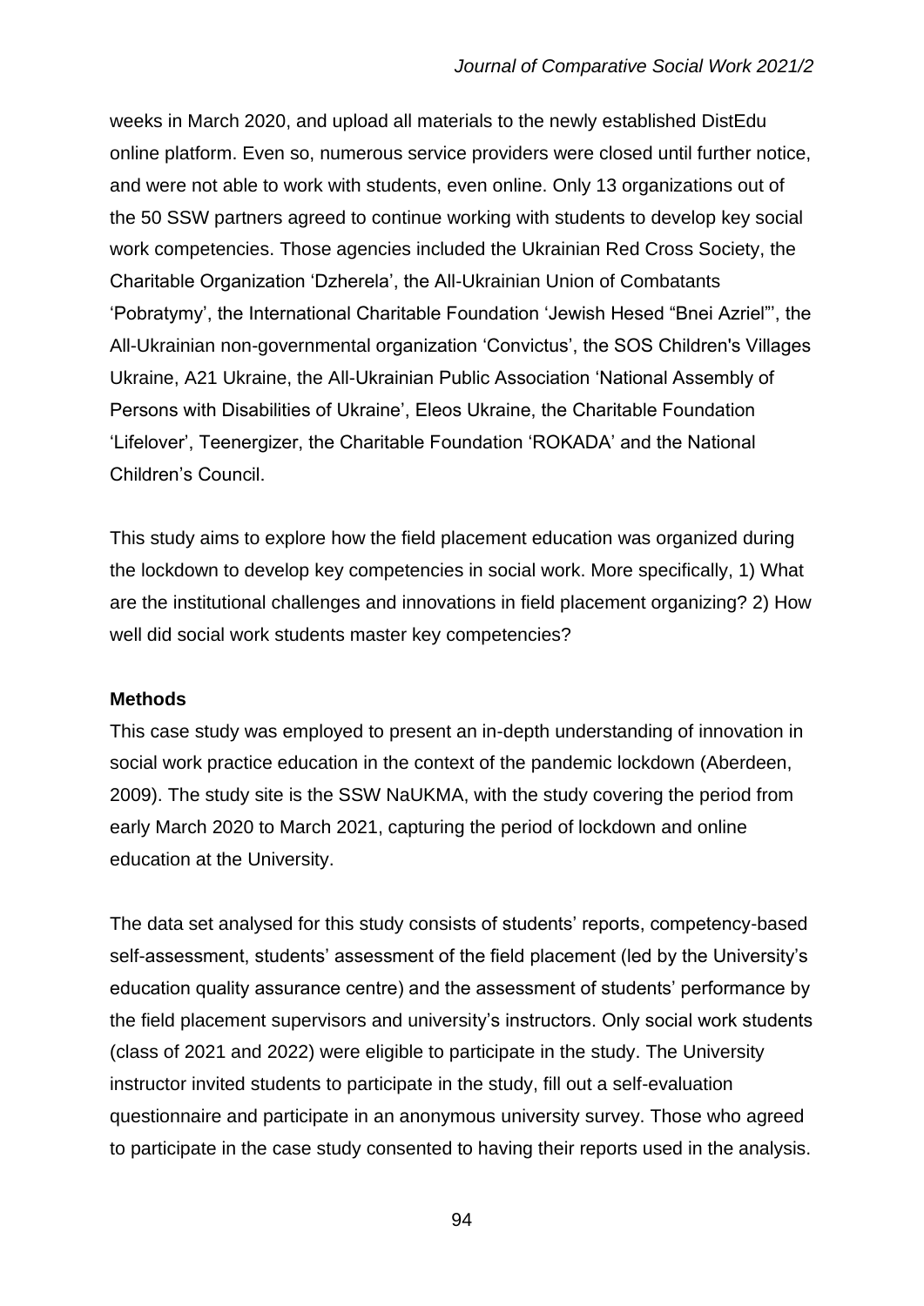weeks in March 2020, and upload all materials to the newly established DistEdu online platform. Even so, numerous service providers were closed until further notice, and were not able to work with students, even online. Only 13 organizations out of the 50 SSW partners agreed to continue working with students to develop key social work competencies. Those agencies included the Ukrainian Red Cross Society, the Charitable Organization 'Dzherela', the All-Ukrainian Union of Combatants 'Pobratymy', the International Charitable Foundation 'Jewish Hesed "Bnei Azriel"', the All-Ukrainian non-governmental organization 'Convictus', the SOS Children's Villages Ukraine, A21 Ukraine, the All-Ukrainian Public Association 'National Assembly of Persons with Disabilities of Ukraine', Eleos Ukraine, the Charitable Foundation 'Lifelover', Teenergizer, the Charitable Foundation 'ROKADA' and the National Children's Council.

This study aims to explore how the field placement education was organized during the lockdown to develop key competencies in social work. More specifically, 1) What are the institutional challenges and innovations in field placement organizing? 2) How well did social work students master key competencies?

**Methods**

This case study was employed to present an in-depth understanding of innovation in social work practice education in the context of the pandemic lockdown (Aberdeen, 2009). The study site is the SSW NaUKMA, with the study covering the period from early March 2020 to March 2021, capturing the period of lockdown and online education at the University.

The data set analysed for this study consists of students' reports, competency-based self-assessment, students' assessment of the field placement (led by the University's education quality assurance centre) and the assessment of students' performance by the field placement supervisors and university's instructors. Only social work students (class of 2021 and 2022) were eligible to participate in the study. The University instructor invited students to participate in the study, fill out a self-evaluation questionnaire and participate in an anonymous university survey. Those who agreed to participate in the case study consented to having their reports used in the analysis.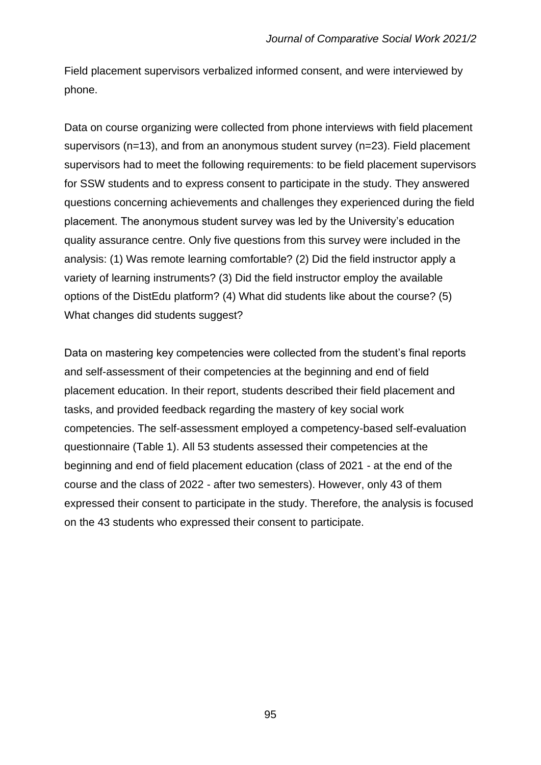Field placement supervisors verbalized informed consent, and were interviewed by phone.

Data on course organizing were collected from phone interviews with field placement supervisors (n=13), and from an anonymous student survey (n=23). Field placement supervisors had to meet the following requirements: to be field placement supervisors for SSW students and to express consent to participate in the study. They answered questions concerning achievements and challenges they experienced during the field placement. The anonymous student survey was led by the University's education quality assurance centre. Only five questions from this survey were included in the analysis: (1) Was remote learning comfortable? (2) Did the field instructor apply a variety of learning instruments? (3) Did the field instructor employ the available options of the DistEdu platform? (4) What did students like about the course? (5) What changes did students suggest?

Data on mastering key competencies were collected from the student's final reports and self-assessment of their competencies at the beginning and end of field placement education. In their report, students described their field placement and tasks, and provided feedback regarding the mastery of key social work competencies. The self-assessment employed a competency-based self-evaluation questionnaire (Table 1). All 53 students assessed their competencies at the beginning and end of field placement education (class of 2021 - at the end of the course and the class of 2022 - after two semesters). However, only 43 of them expressed their consent to participate in the study. Therefore, the analysis is focused on the 43 students who expressed their consent to participate.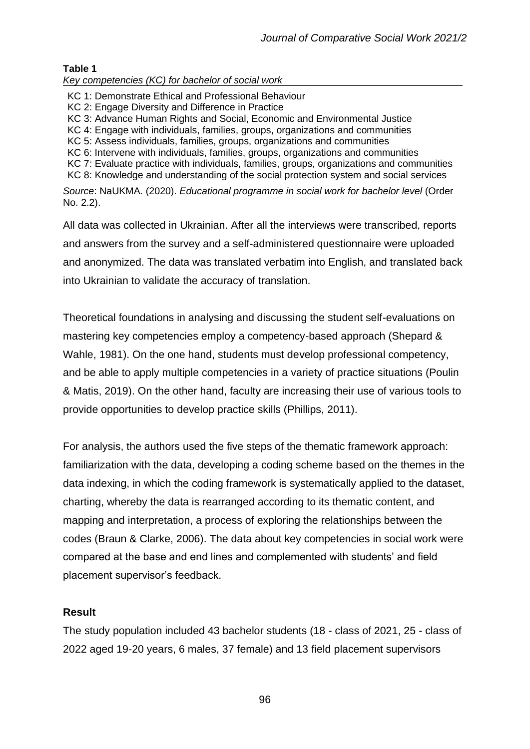**Table 1**

*Key competencies (KC) for bachelor of social work*

| |
|---|
| KC 1: Demonstrate Ethical and Professional Behaviour |
| KC 2: Engage Diversity and Difference in Practice |
| KC 3: Advance Human Rights and Social, Economic and Environmental Justice |
| KC 4: Engage with individuals, families, groups, organizations and communities |
| KC 5: Assess individuals, families, groups, organizations and communities |
| KC 6: Intervene with individuals, families, groups, organizations and communities |
| KC 7: Evaluate practice with individuals, families, groups, organizations and communities |
| KC 8: Knowledge and understanding of the social protection system and social services |

*Source*: NaUKMA. (2020). *Educational programme in social work for bachelor level* (Order No. 2.2).

All data was collected in Ukrainian. After all the interviews were transcribed, reports and answers from the survey and a self-administered questionnaire were uploaded and anonymized. The data was translated verbatim into English, and translated back into Ukrainian to validate the accuracy of translation.

Theoretical foundations in analysing and discussing the student self-evaluations on mastering key competencies employ a competency-based approach (Shepard & Wahle, 1981). On the one hand, students must develop professional competency, and be able to apply multiple competencies in a variety of practice situations (Poulin & Matis, 2019). On the other hand, faculty are increasing their use of various tools to provide opportunities to develop practice skills (Phillips, 2011).

For analysis, the authors used the five steps of the thematic framework approach: familiarization with the data, developing a coding scheme based on the themes in the data indexing, in which the coding framework is systematically applied to the dataset, charting, whereby the data is rearranged according to its thematic content, and mapping and interpretation, a process of exploring the relationships between the codes (Braun & Clarke, 2006). The data about key competencies in social work were compared at the base and end lines and complemented with students' and field placement supervisor's feedback.

## Result

The study population included 43 bachelor students (18 - class of 2021, 25 - class of 2022 aged 19-20 years, 6 males, 37 female) and 13 field placement supervisors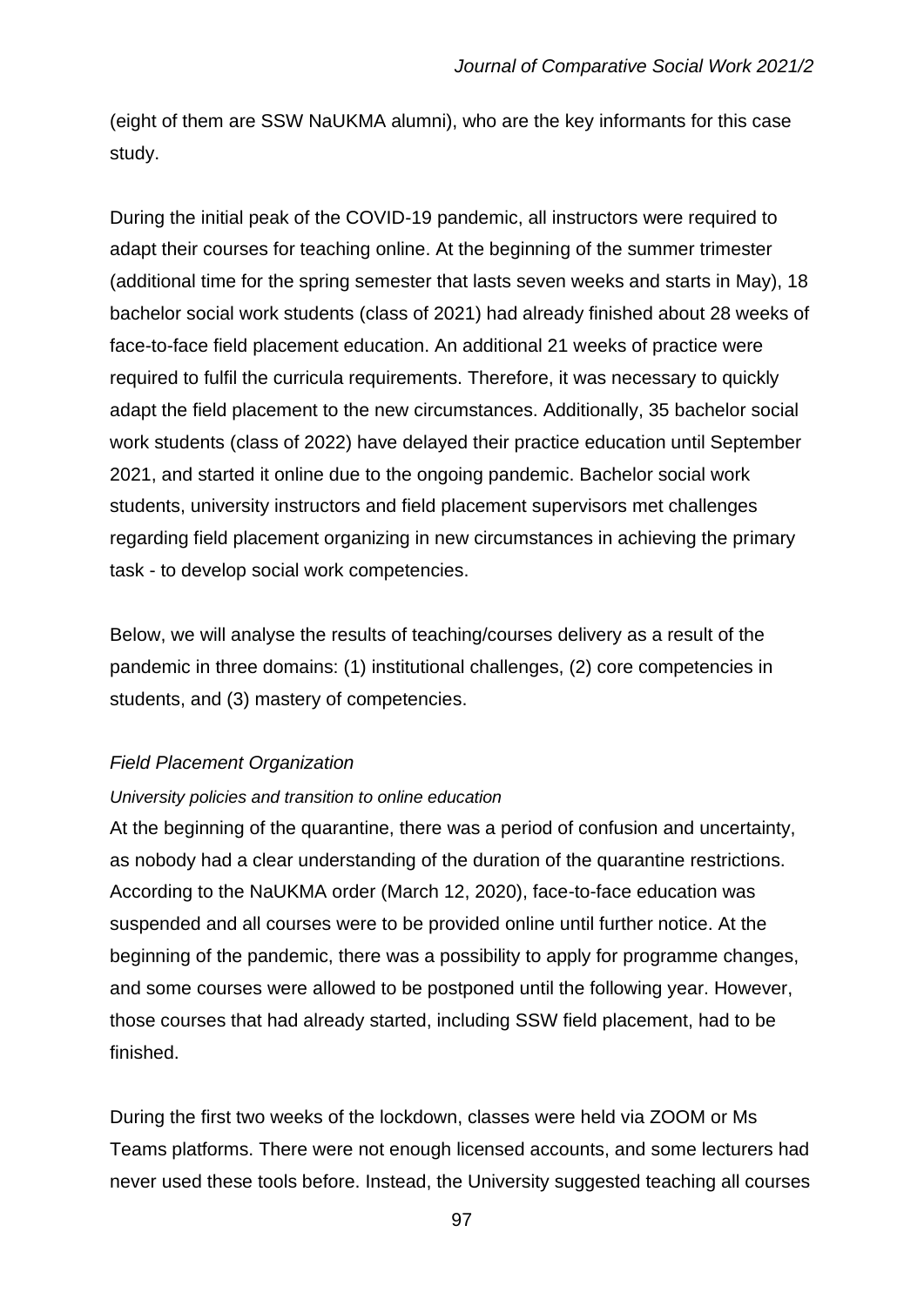(eight of them are SSW NaUKMA alumni), who are the key informants for this case study.

During the initial peak of the COVID-19 pandemic, all instructors were required to adapt their courses for teaching online. At the beginning of the summer trimester (additional time for the spring semester that lasts seven weeks and starts in May), 18 bachelor social work students (class of 2021) had already finished about 28 weeks of face-to-face field placement education. An additional 21 weeks of practice were required to fulfil the curricula requirements. Therefore, it was necessary to quickly adapt the field placement to the new circumstances. Additionally, 35 bachelor social work students (class of 2022) have delayed their practice education until September 2021, and started it online due to the ongoing pandemic. Bachelor social work students, university instructors and field placement supervisors met challenges regarding field placement organizing in new circumstances in achieving the primary task - to develop social work competencies.

Below, we will analyse the results of teaching/courses delivery as a result of the pandemic in three domains: (1) institutional challenges, (2) core competencies in students, and (3) mastery of competencies.

### *Field Placement Organization*

#### *University policies and transition to online education*

At the beginning of the quarantine, there was a period of confusion and uncertainty, as nobody had a clear understanding of the duration of the quarantine restrictions. According to the NaUKMA order (March 12, 2020), face-to-face education was suspended and all courses were to be provided online until further notice. At the beginning of the pandemic, there was a possibility to apply for programme changes, and some courses were allowed to be postponed until the following year. However, those courses that had already started, including SSW field placement, had to be finished.

During the first two weeks of the lockdown, classes were held via ZOOM or Ms Teams platforms. There were not enough licensed accounts, and some lecturers had never used these tools before. Instead, the University suggested teaching all courses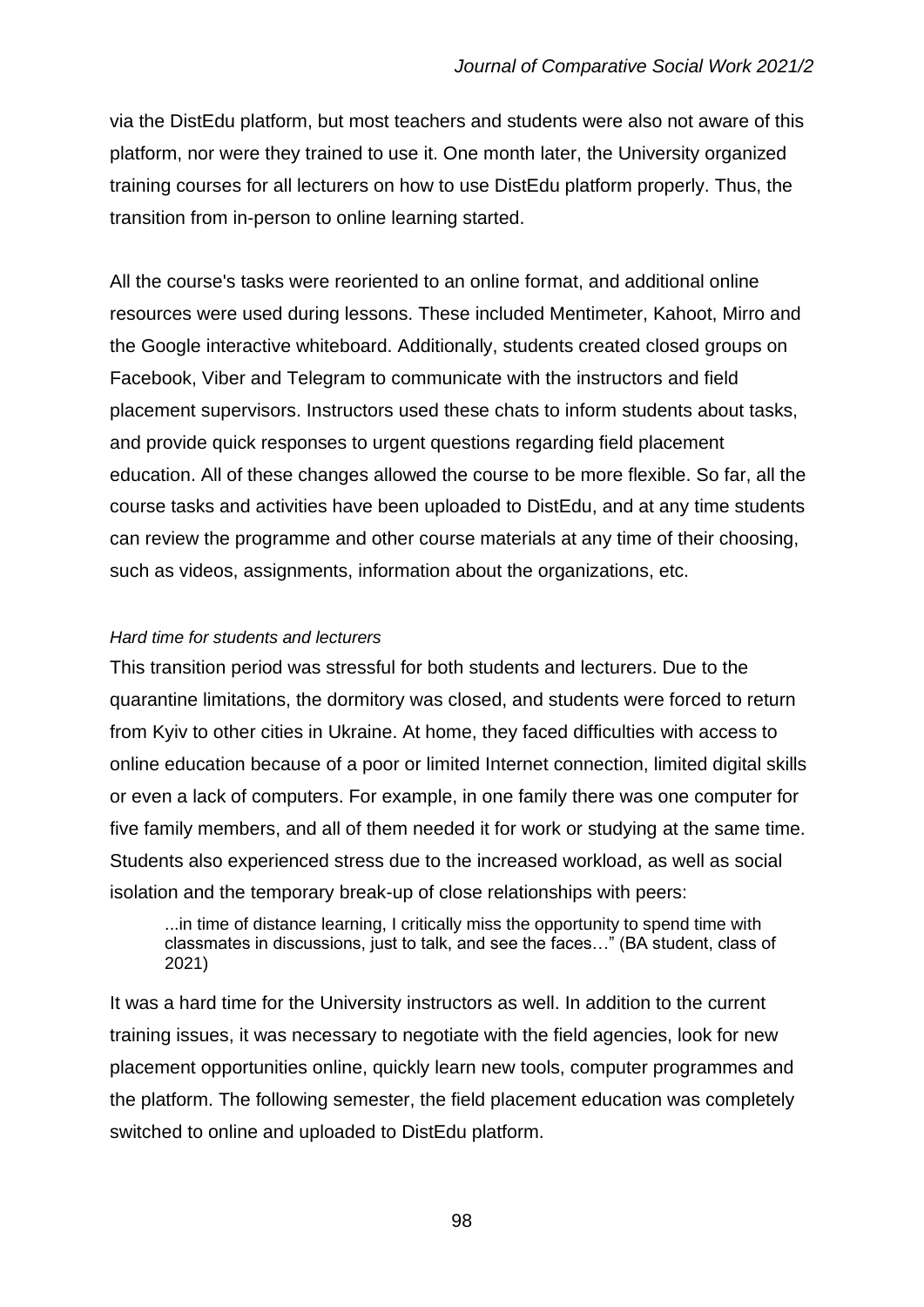via the DistEdu platform, but most teachers and students were also not aware of this platform, nor were they trained to use it. One month later, the University organized training courses for all lecturers on how to use DistEdu platform properly. Thus, the transition from in-person to online learning started.

All the course's tasks were reoriented to an online format, and additional online resources were used during lessons. These included Mentimeter, Kahoot, Mirro and the Google interactive whiteboard. Additionally, students created closed groups on Facebook, Viber and Telegram to communicate with the instructors and field placement supervisors. Instructors used these chats to inform students about tasks, and provide quick responses to urgent questions regarding field placement education. All of these changes allowed the course to be more flexible. So far, all the course tasks and activities have been uploaded to DistEdu, and at any time students can review the programme and other course materials at any time of their choosing, such as videos, assignments, information about the organizations, etc.

*Hard time for students and lecturers*

This transition period was stressful for both students and lecturers. Due to the quarantine limitations, the dormitory was closed, and students were forced to return from Kyiv to other cities in Ukraine. At home, they faced difficulties with access to online education because of a poor or limited Internet connection, limited digital skills or even a lack of computers. For example, in one family there was one computer for five family members, and all of them needed it for work or studying at the same time. Students also experienced stress due to the increased workload, as well as social isolation and the temporary break-up of close relationships with peers:

> ...in time of distance learning, I critically miss the opportunity to spend time with classmates in discussions, just to talk, and see the faces…" (BA student, class of 2021)

It was a hard time for the University instructors as well. In addition to the current training issues, it was necessary to negotiate with the field agencies, look for new placement opportunities online, quickly learn new tools, computer programmes and the platform. The following semester, the field placement education was completely switched to online and uploaded to DistEdu platform.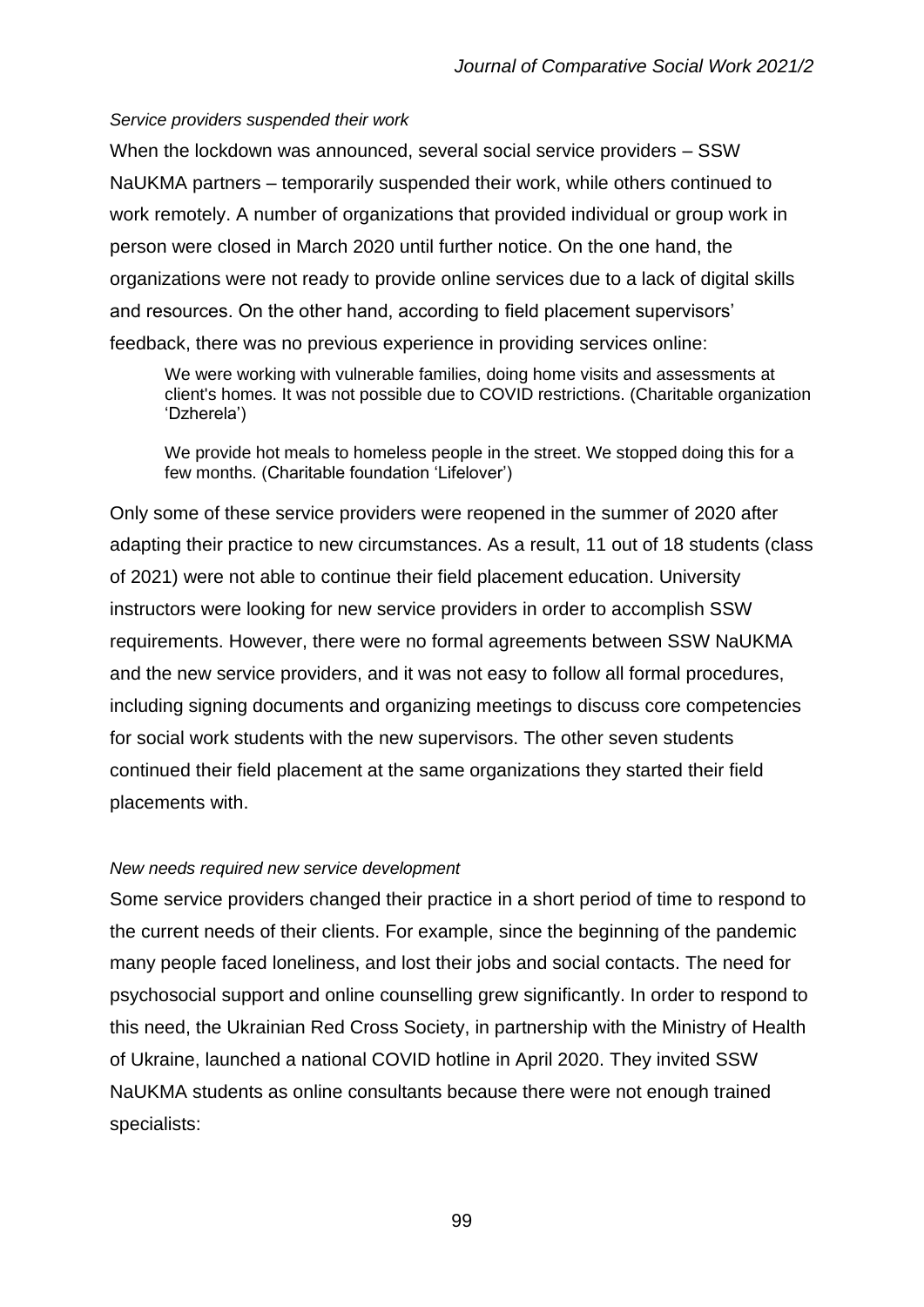*Service providers suspended their work*

When the lockdown was announced, several social service providers – SSW NaUKMA partners – temporarily suspended their work, while others continued to work remotely. A number of organizations that provided individual or group work in person were closed in March 2020 until further notice. On the one hand, the organizations were not ready to provide online services due to a lack of digital skills and resources. On the other hand, according to field placement supervisors' feedback, there was no previous experience in providing services online:

> We were working with vulnerable families, doing home visits and assessments at client's homes. It was not possible due to COVID restrictions. (Charitable organization 'Dzherela')

> We provide hot meals to homeless people in the street. We stopped doing this for a few months. (Charitable foundation 'Lifelover')

Only some of these service providers were reopened in the summer of 2020 after adapting their practice to new circumstances. As a result, 11 out of 18 students (class of 2021) were not able to continue their field placement education. University instructors were looking for new service providers in order to accomplish SSW requirements. However, there were no formal agreements between SSW NaUKMA and the new service providers, and it was not easy to follow all formal procedures, including signing documents and organizing meetings to discuss core competencies for social work students with the new supervisors. The other seven students continued their field placement at the same organizations they started their field placements with.

*New needs required new service development*

Some service providers changed their practice in a short period of time to respond to the current needs of their clients. For example, since the beginning of the pandemic many people faced loneliness, and lost their jobs and social contacts. The need for psychosocial support and online counselling grew significantly. In order to respond to this need, the Ukrainian Red Cross Society, in partnership with the Ministry of Health of Ukraine, launched a national COVID hotline in April 2020. They invited SSW NaUKMA students as online consultants because there were not enough trained specialists: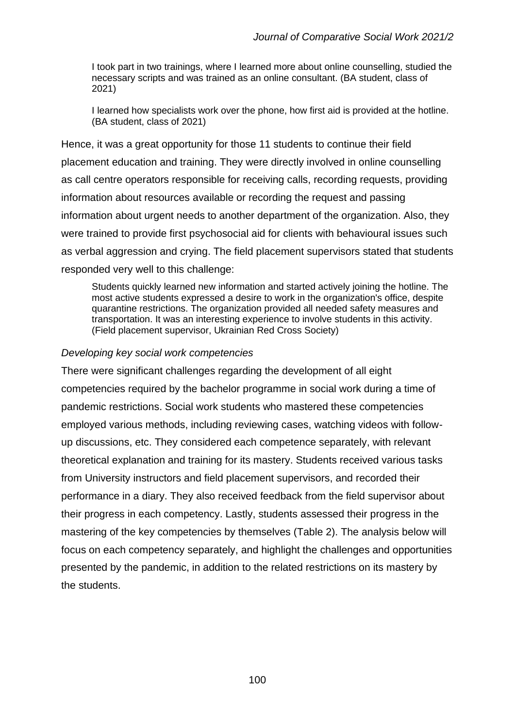> I took part in two trainings, where I learned more about online counselling, studied the necessary scripts and was trained as an online consultant. (BA student, class of 2021)

> I learned how specialists work over the phone, how first aid is provided at the hotline. (BA student, class of 2021)

Hence, it was a great opportunity for those 11 students to continue their field placement education and training. They were directly involved in online counselling as call centre operators responsible for receiving calls, recording requests, providing information about resources available or recording the request and passing information about urgent needs to another department of the organization. Also, they were trained to provide first psychosocial aid for clients with behavioural issues such as verbal aggression and crying. The field placement supervisors stated that students responded very well to this challenge:

> Students quickly learned new information and started actively joining the hotline. The most active students expressed a desire to work in the organization's office, despite quarantine restrictions. The organization provided all needed safety measures and transportation. It was an interesting experience to involve students in this activity. (Field placement supervisor, Ukrainian Red Cross Society)

*Developing key social work competencies*

There were significant challenges regarding the development of all eight competencies required by the bachelor programme in social work during a time of pandemic restrictions. Social work students who mastered these competencies employed various methods, including reviewing cases, watching videos with follow-up discussions, etc. They considered each competence separately, with relevant theoretical explanation and training for its mastery. Students received various tasks from University instructors and field placement supervisors, and recorded their performance in a diary. They also received feedback from the field supervisor about their progress in each competency. Lastly, students assessed their progress in the mastering of the key competencies by themselves (Table 2). The analysis below will focus on each competency separately, and highlight the challenges and opportunities presented by the pandemic, in addition to the related restrictions on its mastery by the students.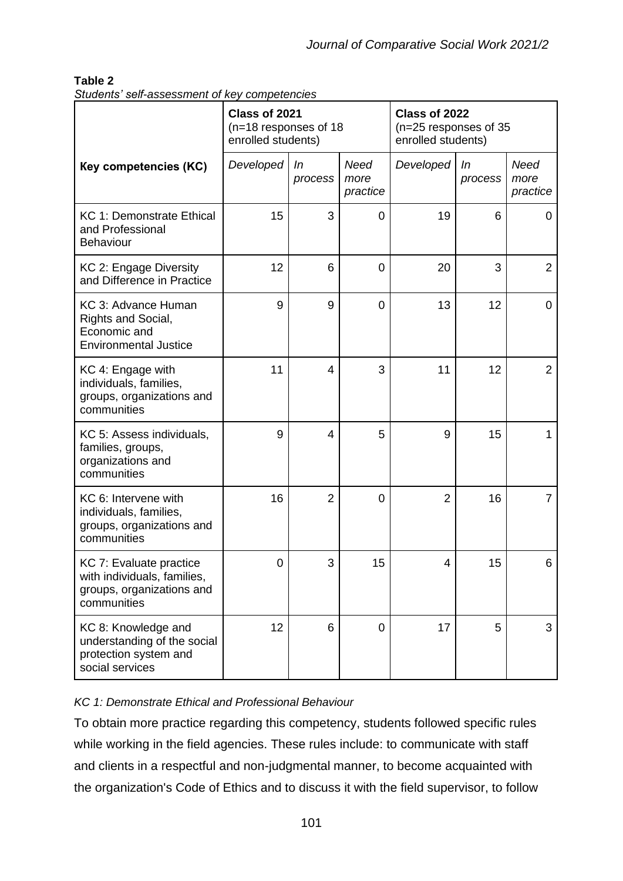**Table 2**

*Students' self-assessment of key competencies*

| Key competencies (KC) | Class of 2021 (n=18 responses of 18 enrolled students) | | | Class of 2022 (n=25 responses of 35 enrolled students) | | |
|---|---|---|---|---|---|---|
| | *Developed* | *In process* | *Need more practice* | *Developed* | *In process* | *Need more practice* |
| KC 1: Demonstrate Ethical and Professional Behaviour | 15 | 3 | 0 | 19 | 6 | 0 |
| KC 2: Engage Diversity and Difference in Practice | 12 | 6 | 0 | 20 | 3 | 2 |
| KC 3: Advance Human Rights and Social, Economic and Environmental Justice | 9 | 9 | 0 | 13 | 12 | 0 |
| KC 4: Engage with individuals, families, groups, organizations and communities | 11 | 4 | 3 | 11 | 12 | 2 |
| KC 5: Assess individuals, families, groups, organizations and communities | 9 | 4 | 5 | 9 | 15 | 1 |
| KC 6: Intervene with individuals, families, groups, organizations and communities | 16 | 2 | 0 | 2 | 16 | 7 |
| KC 7: Evaluate practice with individuals, families, groups, organizations and communities | 0 | 3 | 15 | 4 | 15 | 6 |
| KC 8: Knowledge and understanding of the social protection system and social services | 12 | 6 | 0 | 17 | 5 | 3 |

*KC 1: Demonstrate Ethical and Professional Behaviour*

To obtain more practice regarding this competency, students followed specific rules while working in the field agencies. These rules include: to communicate with staff and clients in a respectful and non-judgmental manner, to become acquainted with the organization's Code of Ethics and to discuss it with the field supervisor, to follow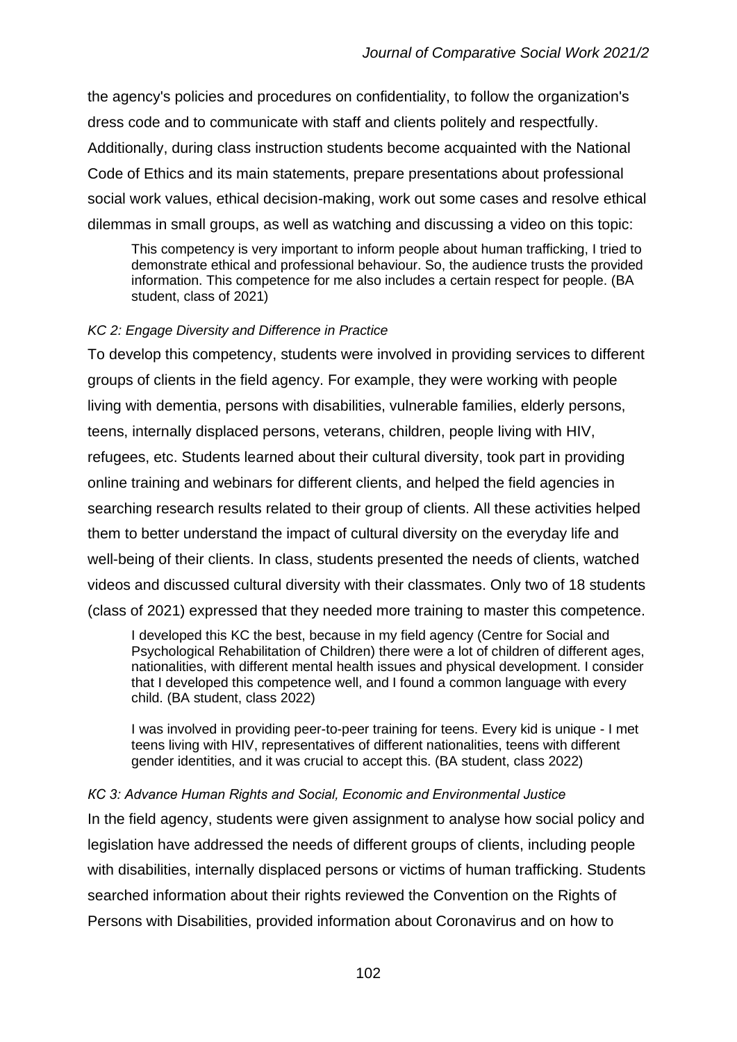the agency's policies and procedures on confidentiality, to follow the organization's dress code and to communicate with staff and clients politely and respectfully. Additionally, during class instruction students become acquainted with the National Code of Ethics and its main statements, prepare presentations about professional social work values, ethical decision-making, work out some cases and resolve ethical dilemmas in small groups, as well as watching and discussing a video on this topic:

> This competency is very important to inform people about human trafficking, I tried to demonstrate ethical and professional behaviour. So, the audience trusts the provided information. This competence for me also includes a certain respect for people. (BA student, class of 2021)

*KC 2: Engage Diversity and Difference in Practice*

To develop this competency, students were involved in providing services to different groups of clients in the field agency. For example, they were working with people living with dementia, persons with disabilities, vulnerable families, elderly persons, teens, internally displaced persons, veterans, children, people living with HIV, refugees, etc. Students learned about their cultural diversity, took part in providing online training and webinars for different clients, and helped the field agencies in searching research results related to their group of clients. All these activities helped them to better understand the impact of cultural diversity on the everyday life and well-being of their clients. In class, students presented the needs of clients, watched videos and discussed cultural diversity with their classmates. Only two of 18 students (class of 2021) expressed that they needed more training to master this competence.

> I developed this KC the best, because in my field agency (Centre for Social and Psychological Rehabilitation of Children) there were a lot of children of different ages, nationalities, with different mental health issues and physical development. I consider that I developed this competence well, and I found a common language with every child. (BA student, class 2022)

> I was involved in providing peer-to-peer training for teens. Every kid is unique - I met teens living with HIV, representatives of different nationalities, teens with different gender identities, and it was crucial to accept this. (BA student, class 2022)

*KC 3: Advance Human Rights and Social, Economic and Environmental Justice*

In the field agency, students were given assignment to analyse how social policy and legislation have addressed the needs of different groups of clients, including people with disabilities, internally displaced persons or victims of human trafficking. Students searched information about their rights reviewed the Convention on the Rights of Persons with Disabilities, provided information about Coronavirus and on how to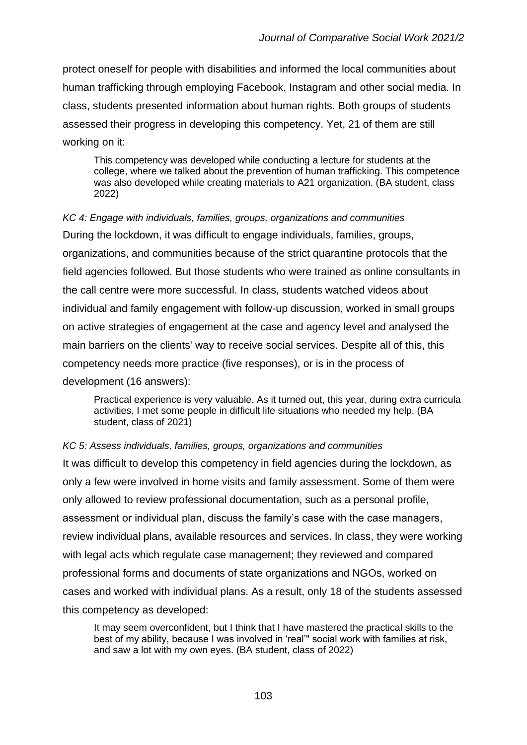protect oneself for people with disabilities and informed the local communities about human trafficking through employing Facebook, Instagram and other social media. In class, students presented information about human rights. Both groups of students assessed their progress in developing this competency. Yet, 21 of them are still working on it:

> This competency was developed while conducting a lecture for students at the college, where we talked about the prevention of human trafficking. This competence was also developed while creating materials to A21 organization. (BA student, class 2022)

*KC 4: Engage with individuals, families, groups, organizations and communities*

During the lockdown, it was difficult to engage individuals, families, groups, organizations, and communities because of the strict quarantine protocols that the field agencies followed. But those students who were trained as online consultants in the call centre were more successful. In class, students watched videos about individual and family engagement with follow-up discussion, worked in small groups on active strategies of engagement at the case and agency level and analysed the main barriers on the clients' way to receive social services. Despite all of this, this competency needs more practice (five responses), or is in the process of development (16 answers):

> Practical experience is very valuable. As it turned out, this year, during extra curricula activities, I met some people in difficult life situations who needed my help. (BA student, class of 2021)

*KC 5: Assess individuals, families, groups, organizations and communities*

It was difficult to develop this competency in field agencies during the lockdown, as only a few were involved in home visits and family assessment. Some of them were only allowed to review professional documentation, such as a personal profile, assessment or individual plan, discuss the family's case with the case managers, review individual plans, available resources and services. In class, they were working with legal acts which regulate case management; they reviewed and compared professional forms and documents of state organizations and NGOs, worked on cases and worked with individual plans. As a result, only 18 of the students assessed this competency as developed:

> It may seem overconfident, but I think that I have mastered the practical skills to the best of my ability, because I was involved in 'real'" social work with families at risk, and saw a lot with my own eyes. (BA student, class of 2022)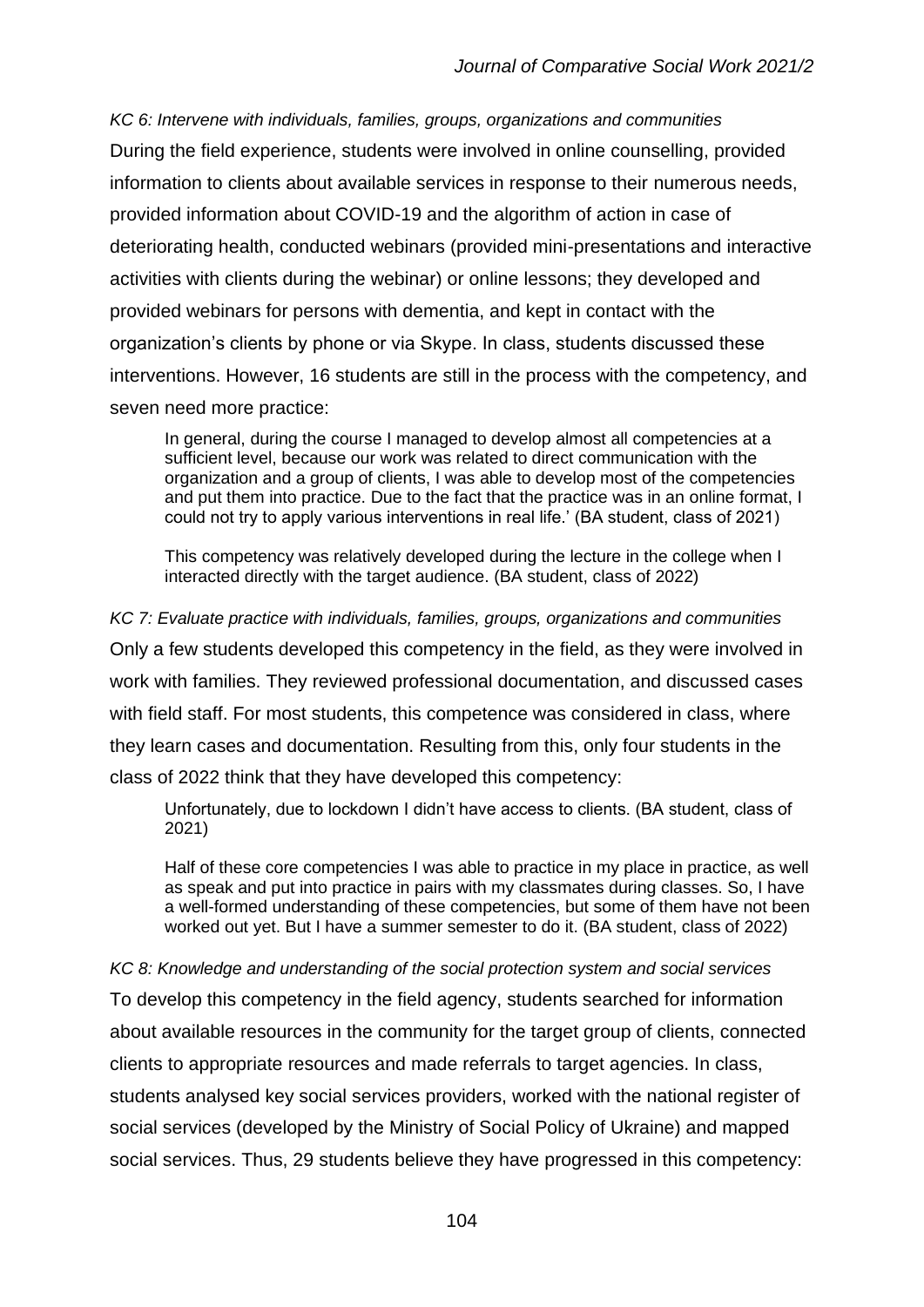*KC 6: Intervene with individuals, families, groups, organizations and communities*

During the field experience, students were involved in online counselling, provided information to clients about available services in response to their numerous needs, provided information about COVID-19 and the algorithm of action in case of deteriorating health, conducted webinars (provided mini-presentations and interactive activities with clients during the webinar) or online lessons; they developed and provided webinars for persons with dementia, and kept in contact with the organization's clients by phone or via Skype. In class, students discussed these interventions. However, 16 students are still in the process with the competency, and seven need more practice:

> In general, during the course I managed to develop almost all competencies at a sufficient level, because our work was related to direct communication with the organization and a group of clients, I was able to develop most of the competencies and put them into practice. Due to the fact that the practice was in an online format, I could not try to apply various interventions in real life.' (BA student, class of 2021)

> This competency was relatively developed during the lecture in the college when I interacted directly with the target audience. (BA student, class of 2022)

*KC 7: Evaluate practice with individuals, families, groups, organizations and communities*

Only a few students developed this competency in the field, as they were involved in work with families. They reviewed professional documentation, and discussed cases with field staff. For most students, this competence was considered in class, where they learn cases and documentation. Resulting from this, only four students in the class of 2022 think that they have developed this competency:

> Unfortunately, due to lockdown I didn't have access to clients. (BA student, class of 2021)

> Half of these core competencies I was able to practice in my place in practice, as well as speak and put into practice in pairs with my classmates during classes. So, I have a well-formed understanding of these competencies, but some of them have not been worked out yet. But I have a summer semester to do it. (BA student, class of 2022)

*KC 8: Knowledge and understanding of the social protection system and social services*

To develop this competency in the field agency, students searched for information about available resources in the community for the target group of clients, connected clients to appropriate resources and made referrals to target agencies. In class, students analysed key social services providers, worked with the national register of social services (developed by the Ministry of Social Policy of Ukraine) and mapped social services. Thus, 29 students believe they have progressed in this competency: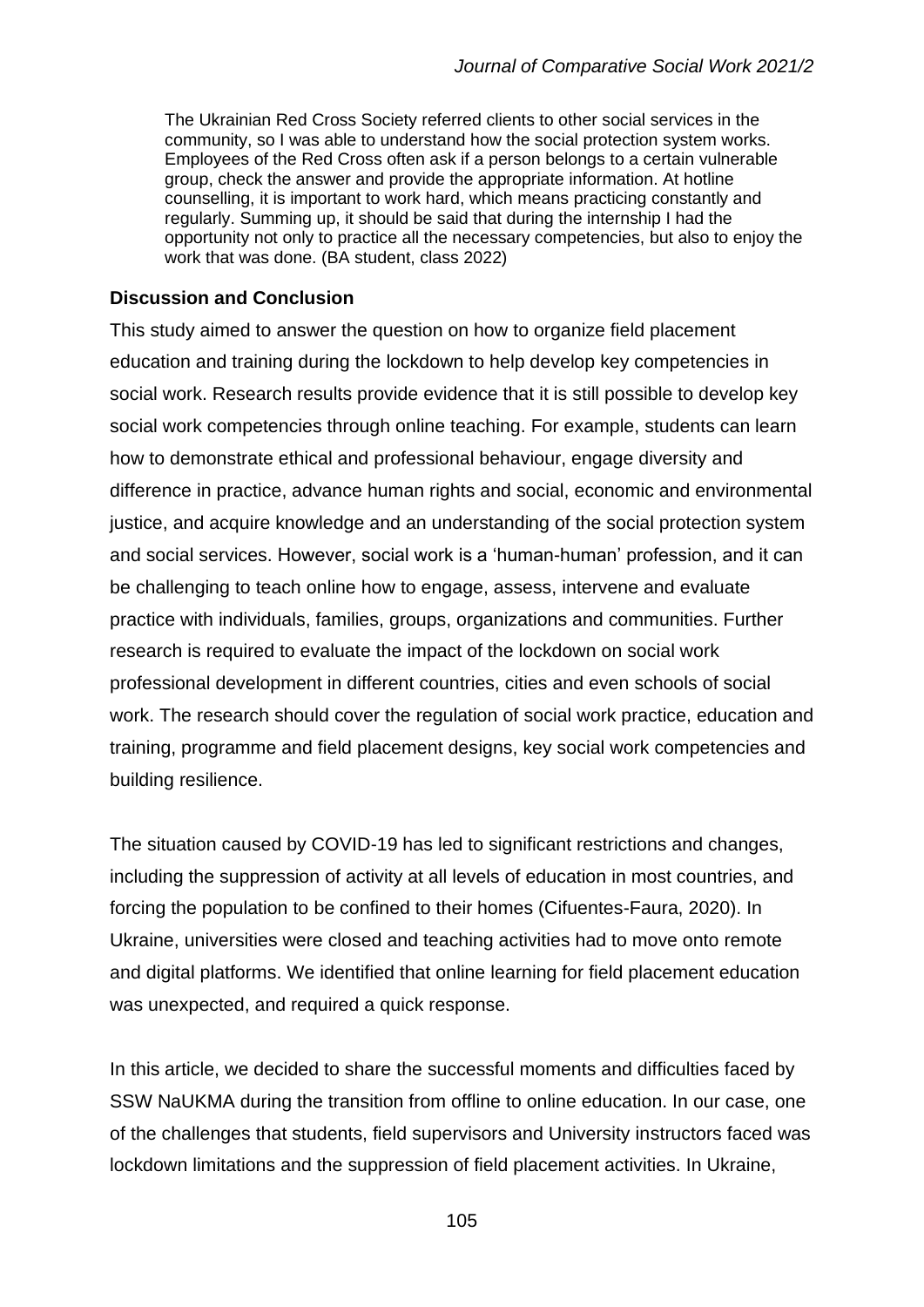> The Ukrainian Red Cross Society referred clients to other social services in the community, so I was able to understand how the social protection system works. Employees of the Red Cross often ask if a person belongs to a certain vulnerable group, check the answer and provide the appropriate information. At hotline counselling, it is important to work hard, which means practicing constantly and regularly. Summing up, it should be said that during the internship I had the opportunity not only to practice all the necessary competencies, but also to enjoy the work that was done. (BA student, class 2022)

### Discussion and Conclusion

This study aimed to answer the question on how to organize field placement education and training during the lockdown to help develop key competencies in social work. Research results provide evidence that it is still possible to develop key social work competencies through online teaching. For example, students can learn how to demonstrate ethical and professional behaviour, engage diversity and difference in practice, advance human rights and social, economic and environmental justice, and acquire knowledge and an understanding of the social protection system and social services. However, social work is a 'human-human' profession, and it can be challenging to teach online how to engage, assess, intervene and evaluate practice with individuals, families, groups, organizations and communities. Further research is required to evaluate the impact of the lockdown on social work professional development in different countries, cities and even schools of social work. The research should cover the regulation of social work practice, education and training, programme and field placement designs, key social work competencies and building resilience.

The situation caused by COVID-19 has led to significant restrictions and changes, including the suppression of activity at all levels of education in most countries, and forcing the population to be confined to their homes (Cifuentes-Faura, 2020). In Ukraine, universities were closed and teaching activities had to move onto remote and digital platforms. We identified that online learning for field placement education was unexpected, and required a quick response.

In this article, we decided to share the successful moments and difficulties faced by SSW NaUKMA during the transition from offline to online education. In our case, one of the challenges that students, field supervisors and University instructors faced was lockdown limitations and the suppression of field placement activities. In Ukraine,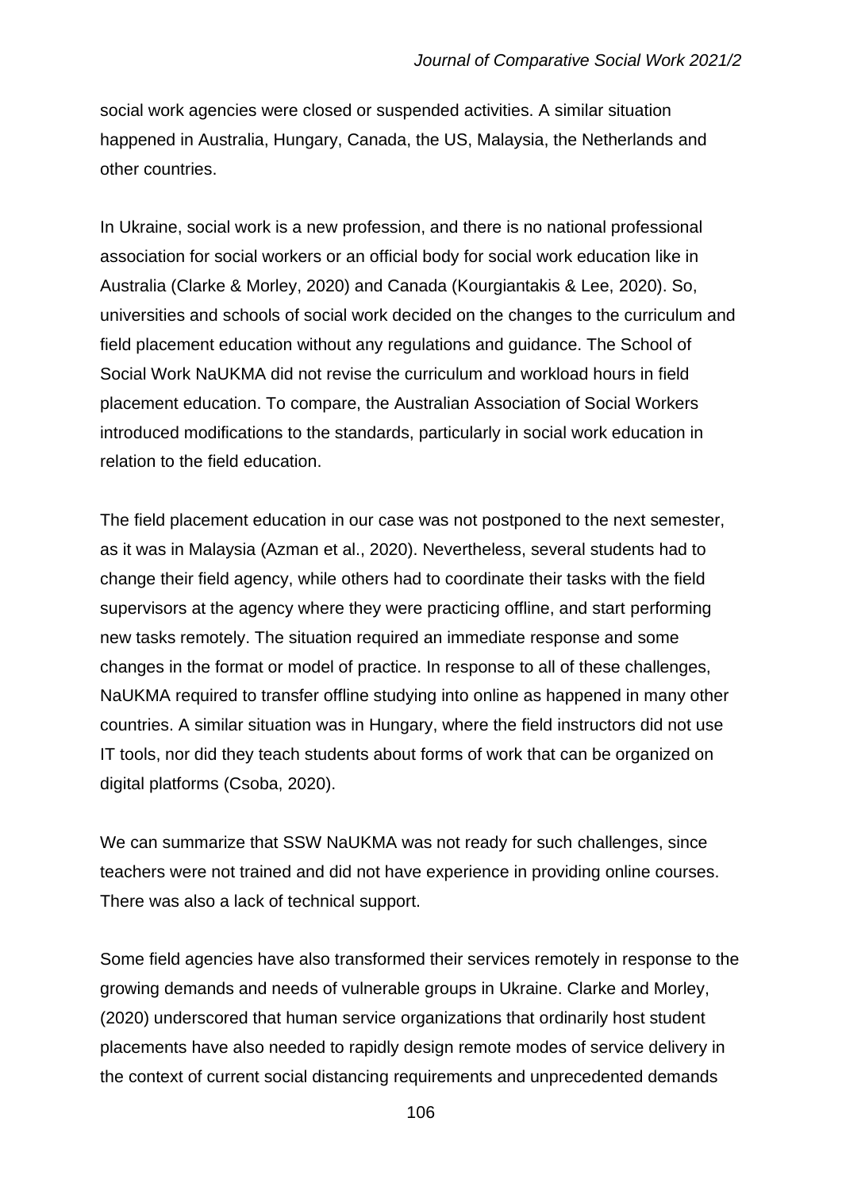social work agencies were closed or suspended activities. A similar situation happened in Australia, Hungary, Canada, the US, Malaysia, the Netherlands and other countries.

In Ukraine, social work is a new profession, and there is no national professional association for social workers or an official body for social work education like in Australia (Clarke & Morley, 2020) and Canada (Kourgiantakis & Lee, 2020). So, universities and schools of social work decided on the changes to the curriculum and field placement education without any regulations and guidance. The School of Social Work NaUKMA did not revise the curriculum and workload hours in field placement education. To compare, the Australian Association of Social Workers introduced modifications to the standards, particularly in social work education in relation to the field education.

The field placement education in our case was not postponed to the next semester, as it was in Malaysia (Azman et al., 2020). Nevertheless, several students had to change their field agency, while others had to coordinate their tasks with the field supervisors at the agency where they were practicing offline, and start performing new tasks remotely. The situation required an immediate response and some changes in the format or model of practice. In response to all of these challenges, NaUKMA required to transfer offline studying into online as happened in many other countries. A similar situation was in Hungary, where the field instructors did not use IT tools, nor did they teach students about forms of work that can be organized on digital platforms (Csoba, 2020).

We can summarize that SSW NaUKMA was not ready for such challenges, since teachers were not trained and did not have experience in providing online courses. There was also a lack of technical support.

Some field agencies have also transformed their services remotely in response to the growing demands and needs of vulnerable groups in Ukraine. Clarke and Morley, (2020) underscored that human service organizations that ordinarily host student placements have also needed to rapidly design remote modes of service delivery in the context of current social distancing requirements and unprecedented demands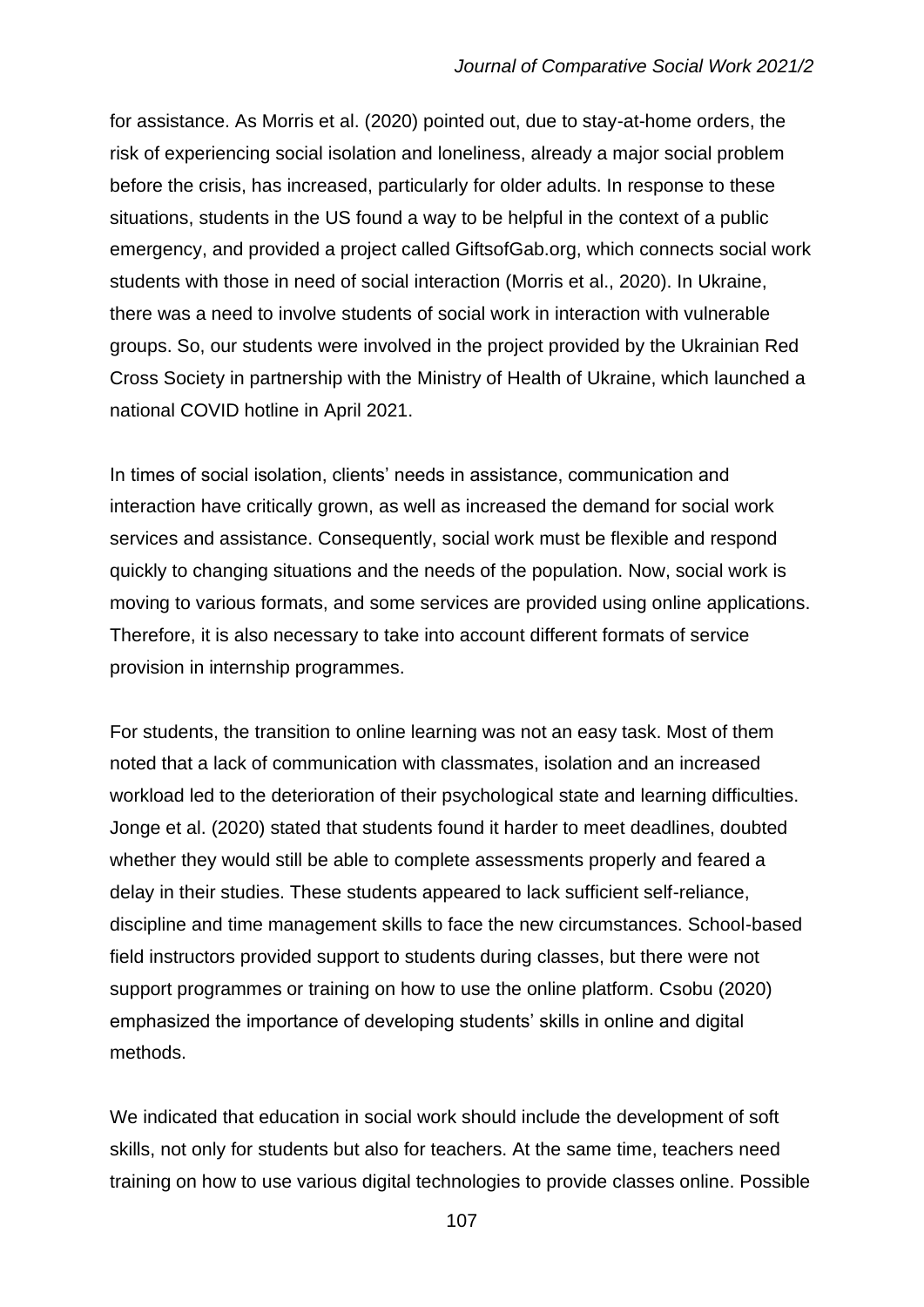for assistance. As Morris et al. (2020) pointed out, due to stay-at-home orders, the risk of experiencing social isolation and loneliness, already a major social problem before the crisis, has increased, particularly for older adults. In response to these situations, students in the US found a way to be helpful in the context of a public emergency, and provided a project called GiftsofGab.org, which connects social work students with those in need of social interaction (Morris et al., 2020). In Ukraine, there was a need to involve students of social work in interaction with vulnerable groups. So, our students were involved in the project provided by the Ukrainian Red Cross Society in partnership with the Ministry of Health of Ukraine, which launched a national COVID hotline in April 2021.

In times of social isolation, clients' needs in assistance, communication and interaction have critically grown, as well as increased the demand for social work services and assistance. Consequently, social work must be flexible and respond quickly to changing situations and the needs of the population. Now, social work is moving to various formats, and some services are provided using online applications. Therefore, it is also necessary to take into account different formats of service provision in internship programmes.

For students, the transition to online learning was not an easy task. Most of them noted that a lack of communication with classmates, isolation and an increased workload led to the deterioration of their psychological state and learning difficulties. Jonge et al. (2020) stated that students found it harder to meet deadlines, doubted whether they would still be able to complete assessments properly and feared a delay in their studies. These students appeared to lack sufficient self-reliance, discipline and time management skills to face the new circumstances. School-based field instructors provided support to students during classes, but there were not support programmes or training on how to use the online platform. Csobu (2020) emphasized the importance of developing students' skills in online and digital methods.

We indicated that education in social work should include the development of soft skills, not only for students but also for teachers. At the same time, teachers need training on how to use various digital technologies to provide classes online. Possible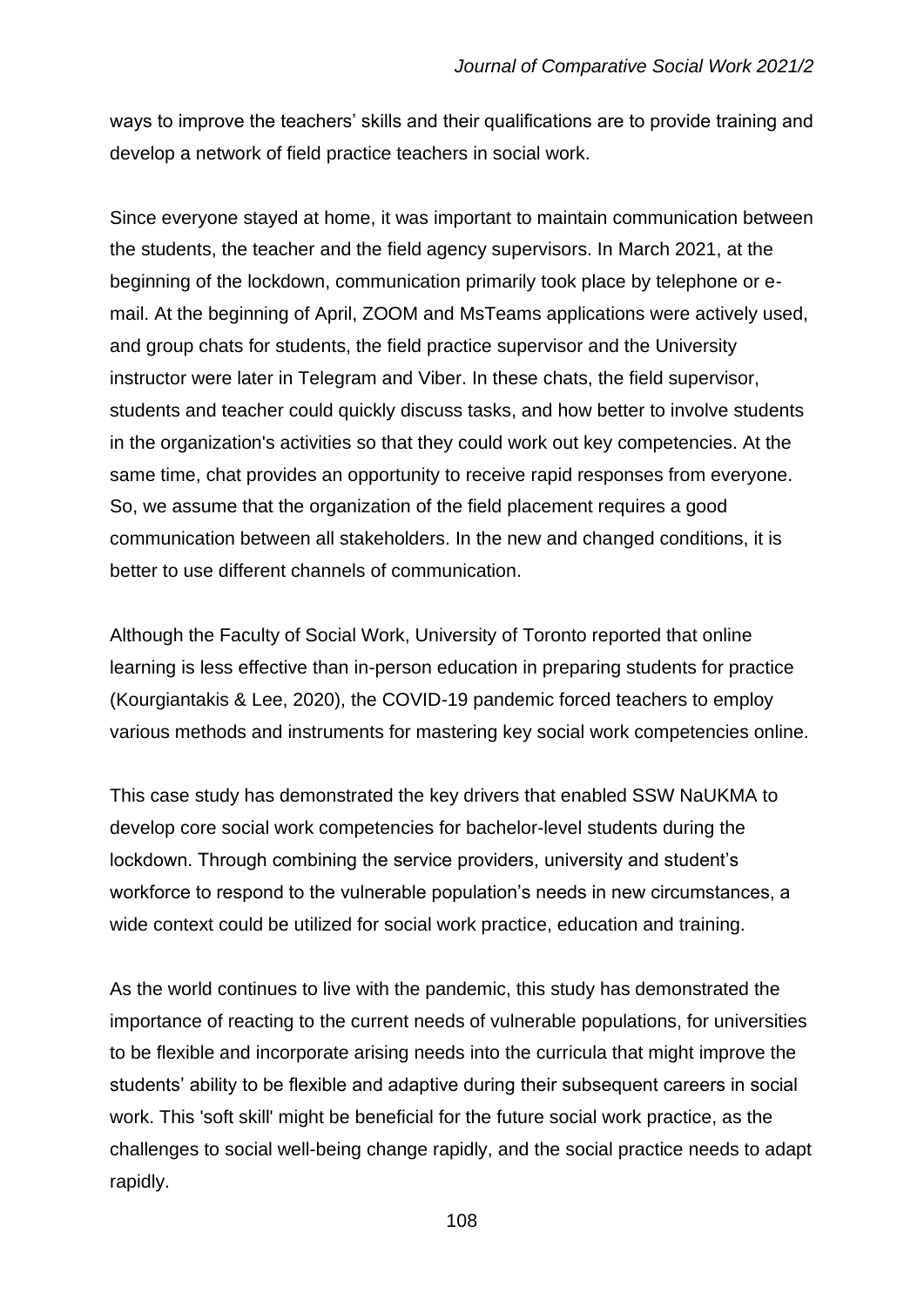ways to improve the teachers' skills and their qualifications are to provide training and develop a network of field practice teachers in social work.

Since everyone stayed at home, it was important to maintain communication between the students, the teacher and the field agency supervisors. In March 2021, at the beginning of the lockdown, communication primarily took place by telephone or e-mail. At the beginning of April, ZOOM and MsTeams applications were actively used, and group chats for students, the field practice supervisor and the University instructor were later in Telegram and Viber. In these chats, the field supervisor, students and teacher could quickly discuss tasks, and how better to involve students in the organization's activities so that they could work out key competencies. At the same time, chat provides an opportunity to receive rapid responses from everyone. So, we assume that the organization of the field placement requires a good communication between all stakeholders. In the new and changed conditions, it is better to use different channels of communication.

Although the Faculty of Social Work, University of Toronto reported that online learning is less effective than in-person education in preparing students for practice (Kourgiantakis & Lee, 2020), the COVID-19 pandemic forced teachers to employ various methods and instruments for mastering key social work competencies online.

This case study has demonstrated the key drivers that enabled SSW NaUKMA to develop core social work competencies for bachelor-level students during the lockdown. Through combining the service providers, university and student's workforce to respond to the vulnerable population's needs in new circumstances, a wide context could be utilized for social work practice, education and training.

As the world continues to live with the pandemic, this study has demonstrated the importance of reacting to the current needs of vulnerable populations, for universities to be flexible and incorporate arising needs into the curricula that might improve the students' ability to be flexible and adaptive during their subsequent careers in social work. This 'soft skill' might be beneficial for the future social work practice, as the challenges to social well-being change rapidly, and the social practice needs to adapt rapidly.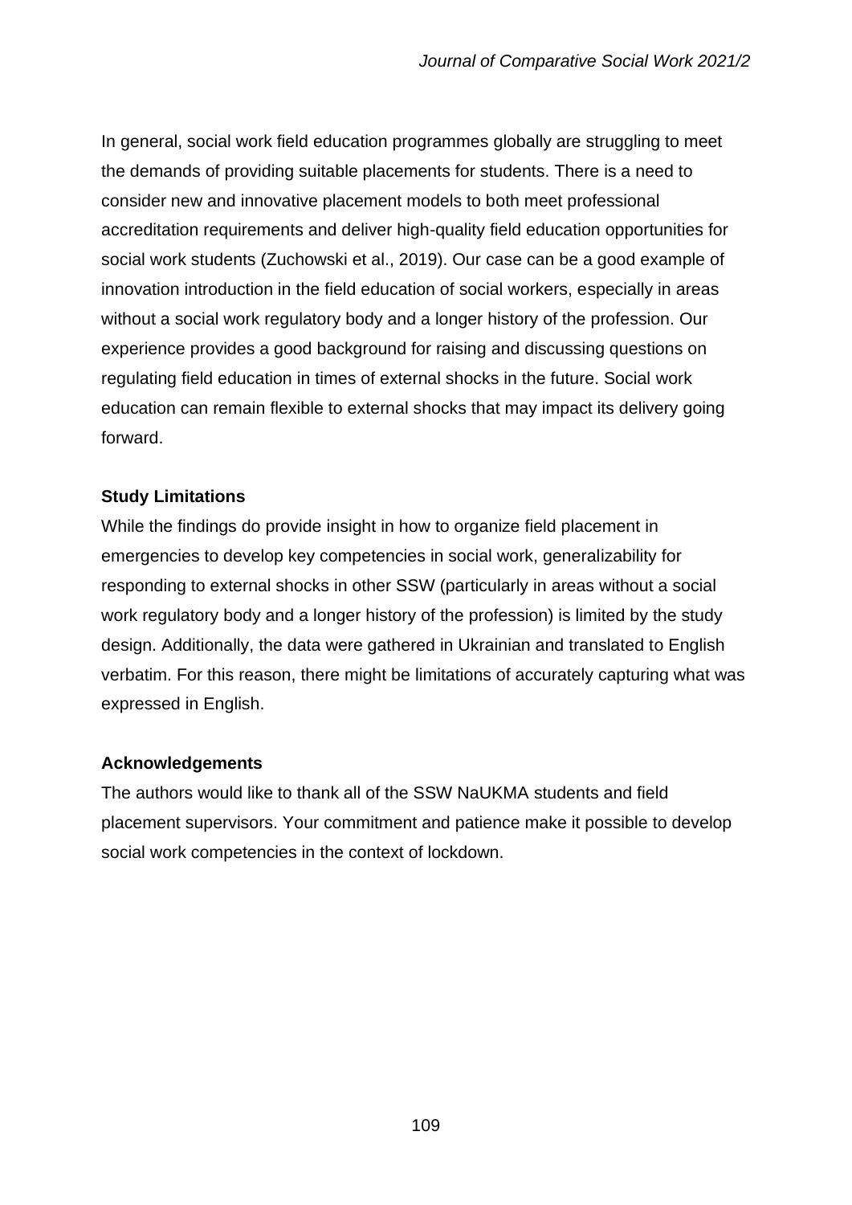In general, social work field education programmes globally are struggling to meet the demands of providing suitable placements for students. There is a need to consider new and innovative placement models to both meet professional accreditation requirements and deliver high-quality field education opportunities for social work students (Zuchowski et al., 2019). Our case can be a good example of innovation introduction in the field education of social workers, especially in areas without a social work regulatory body and a longer history of the profession. Our experience provides a good background for raising and discussing questions on regulating field education in times of external shocks in the future. Social work education can remain flexible to external shocks that may impact its delivery going forward.

### Study Limitations

While the findings do provide insight in how to organize field placement in emergencies to develop key competencies in social work, generalizability for responding to external shocks in other SSW (particularly in areas without a social work regulatory body and a longer history of the profession) is limited by the study design. Additionally, the data were gathered in Ukrainian and translated to English verbatim. For this reason, there might be limitations of accurately capturing what was expressed in English.

### Acknowledgements

The authors would like to thank all of the SSW NaUKMA students and field placement supervisors. Your commitment and patience make it possible to develop social work competencies in the context of lockdown.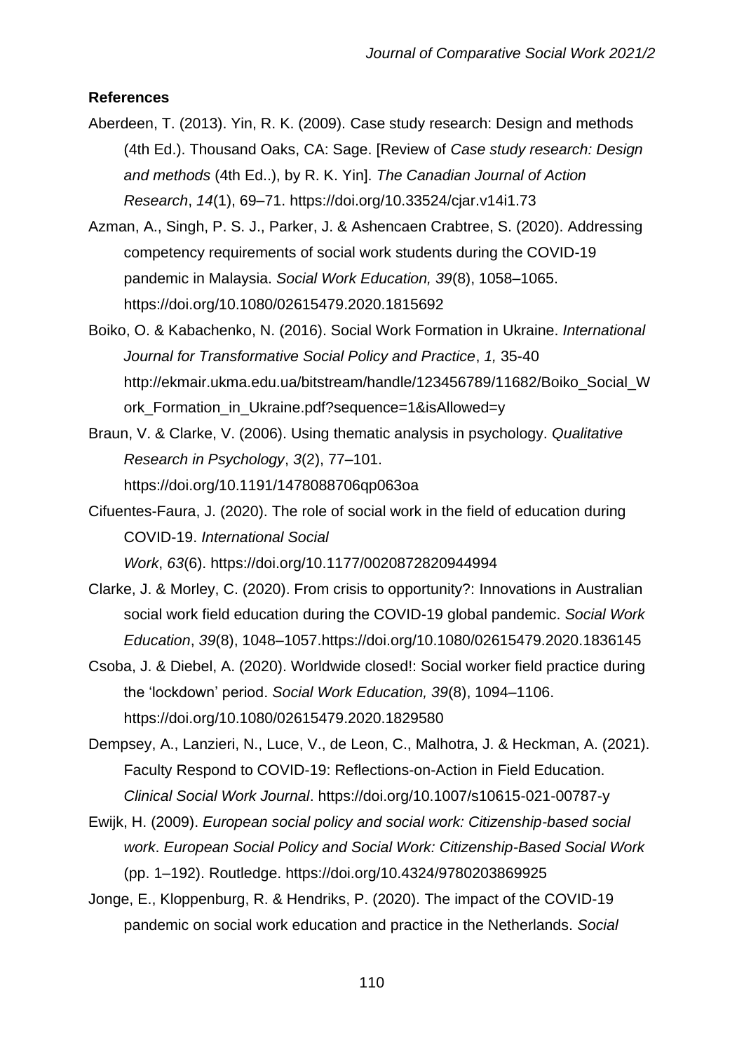**References**

Aberdeen, T. (2013). Yin, R. K. (2009). Case study research: Design and methods (4th Ed.). Thousand Oaks, CA: Sage. [Review of *Case study research: Design and methods* (4th Ed..), by R. K. Yin]. *The Canadian Journal of Action Research*, *14*(1), 69–71. https://doi.org/10.33524/cjar.v14i1.73

Azman, A., Singh, P. S. J., Parker, J. & Ashencaen Crabtree, S. (2020). Addressing competency requirements of social work students during the COVID-19 pandemic in Malaysia. *Social Work Education, 39*(8), 1058–1065. https://doi.org/10.1080/02615479.2020.1815692

Boiko, O. & Kabachenko, N. (2016). Social Work Formation in Ukraine. *International Journal for Transformative Social Policy and Practice*, *1,* 35-40 http://ekmair.ukma.edu.ua/bitstream/handle/123456789/11682/Boiko_Social_Work_Formation_in_Ukraine.pdf?sequence=1&isAllowed=y

Braun, V. & Clarke, V. (2006). Using thematic analysis in psychology. *Qualitative Research in Psychology*, *3*(2), 77–101. https://doi.org/10.1191/1478088706qp063oa

Cifuentes-Faura, J. (2020). The role of social work in the field of education during COVID-19. *International Social Work*, *63*(6). https://doi.org/10.1177/0020872820944994

Clarke, J. & Morley, C. (2020). From crisis to opportunity?: Innovations in Australian social work field education during the COVID-19 global pandemic. *Social Work Education*, *39*(8), 1048–1057.https://doi.org/10.1080/02615479.2020.1836145

Csoba, J. & Diebel, A. (2020). Worldwide closed!: Social worker field practice during the 'lockdown' period. *Social Work Education, 39*(8), 1094–1106. https://doi.org/10.1080/02615479.2020.1829580

Dempsey, A., Lanzieri, N., Luce, V., de Leon, C., Malhotra, J. & Heckman, A. (2021). Faculty Respond to COVID-19: Reflections-on-Action in Field Education. *Clinical Social Work Journal*. https://doi.org/10.1007/s10615-021-00787-y

Ewijk, H. (2009). *European social policy and social work: Citizenship-based social work*. *European Social Policy and Social Work: Citizenship-Based Social Work* (pp. 1–192). Routledge. https://doi.org/10.4324/9780203869925

Jonge, E., Kloppenburg, R. & Hendriks, P. (2020). The impact of the COVID-19 pandemic on social work education and practice in the Netherlands. *Social*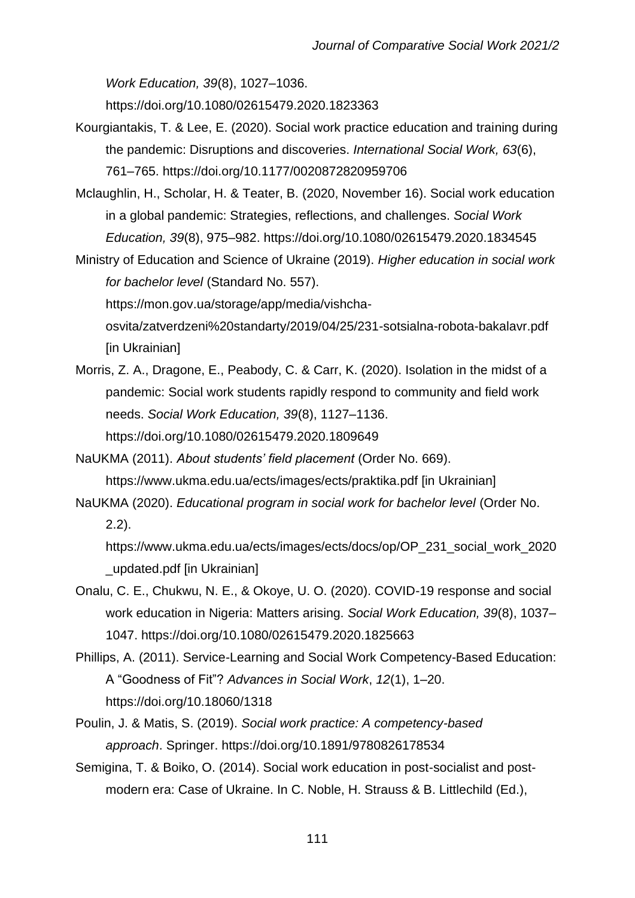*Work Education, 39*(8), 1027–1036. https://doi.org/10.1080/02615479.2020.1823363

Kourgiantakis, T. & Lee, E. (2020). Social work practice education and training during the pandemic: Disruptions and discoveries. *International Social Work, 63*(6), 761–765. https://doi.org/10.1177/0020872820959706

Mclaughlin, H., Scholar, H. & Teater, B. (2020, November 16). Social work education in a global pandemic: Strategies, reflections, and challenges. *Social Work Education, 39*(8), 975–982. https://doi.org/10.1080/02615479.2020.1834545

Ministry of Education and Science of Ukraine (2019). *Higher education in social work for bachelor level* (Standard No. 557). https://mon.gov.ua/storage/app/media/vishcha-osvita/zatverdzeni%20standarty/2019/04/25/231-sotsialna-robota-bakalavr.pdf [in Ukrainian]

Morris, Z. A., Dragone, E., Peabody, C. & Carr, K. (2020). Isolation in the midst of a pandemic: Social work students rapidly respond to community and field work needs. *Social Work Education, 39*(8), 1127–1136. https://doi.org/10.1080/02615479.2020.1809649

NaUKMA (2011). *About students' field placement* (Order No. 669). https://www.ukma.edu.ua/ects/images/ects/praktika.pdf [in Ukrainian]

NaUKMA (2020). *Educational program in social work for bachelor level* (Order No. 2.2). https://www.ukma.edu.ua/ects/images/ects/docs/op/OP_231_social_work_2020_updated.pdf [in Ukrainian]

Onalu, C. E., Chukwu, N. E., & Okoye, U. O. (2020). COVID-19 response and social work education in Nigeria: Matters arising. *Social Work Education, 39*(8), 1037–1047. https://doi.org/10.1080/02615479.2020.1825663

Phillips, A. (2011). Service-Learning and Social Work Competency-Based Education: A "Goodness of Fit"? *Advances in Social Work*, *12*(1), 1–20. https://doi.org/10.18060/1318

Poulin, J. & Matis, S. (2019). *Social work practice: A competency-based approach*. Springer. https://doi.org/10.1891/9780826178534

Semigina, T. & Boiko, O. (2014). Social work education in post-socialist and post-modern era: Case of Ukraine. In C. Noble, H. Strauss & B. Littlechild (Ed.),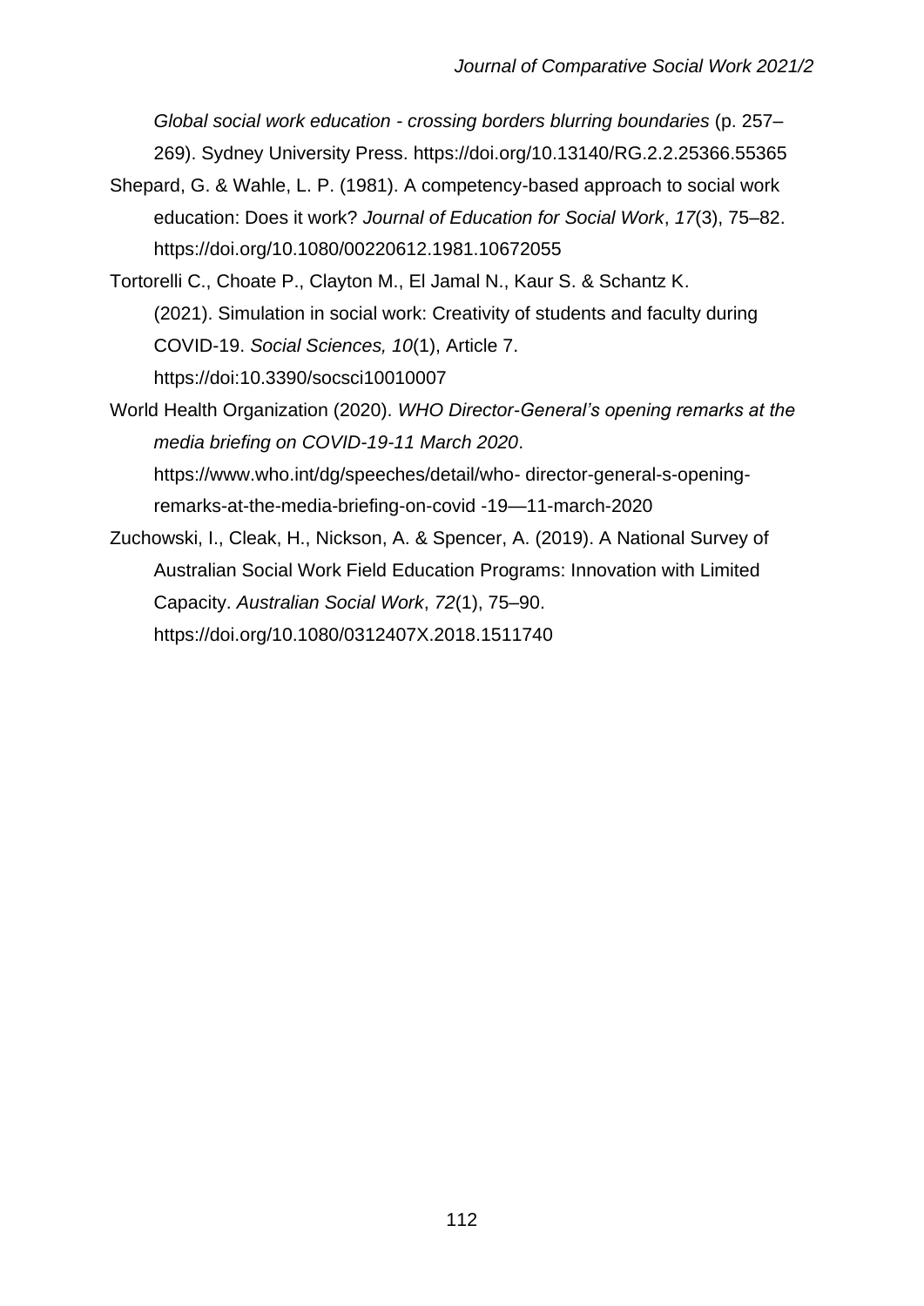*Global social work education - crossing borders blurring boundaries* (p. 257–269). Sydney University Press. https://doi.org/10.13140/RG.2.2.25366.55365

Shepard, G. & Wahle, L. P. (1981). A competency-based approach to social work education: Does it work? *Journal of Education for Social Work*, *17*(3), 75–82. https://doi.org/10.1080/00220612.1981.10672055

Tortorelli C., Choate P., Clayton M., El Jamal N., Kaur S. & Schantz K. (2021). Simulation in social work: Creativity of students and faculty during COVID-19. *Social Sciences, 10*(1), Article 7. https://doi:10.3390/socsci10010007

World Health Organization (2020). *WHO Director-General's opening remarks at the media briefing on COVID-19-11 March 2020*. https://www.who.int/dg/speeches/detail/who- director-general-s-opening-remarks-at-the-media-briefing-on-covid -19—11-march-2020

Zuchowski, I., Cleak, H., Nickson, A. & Spencer, A. (2019). A National Survey of Australian Social Work Field Education Programs: Innovation with Limited Capacity. *Australian Social Work*, *72*(1), 75–90. https://doi.org/10.1080/0312407X.2018.1511740